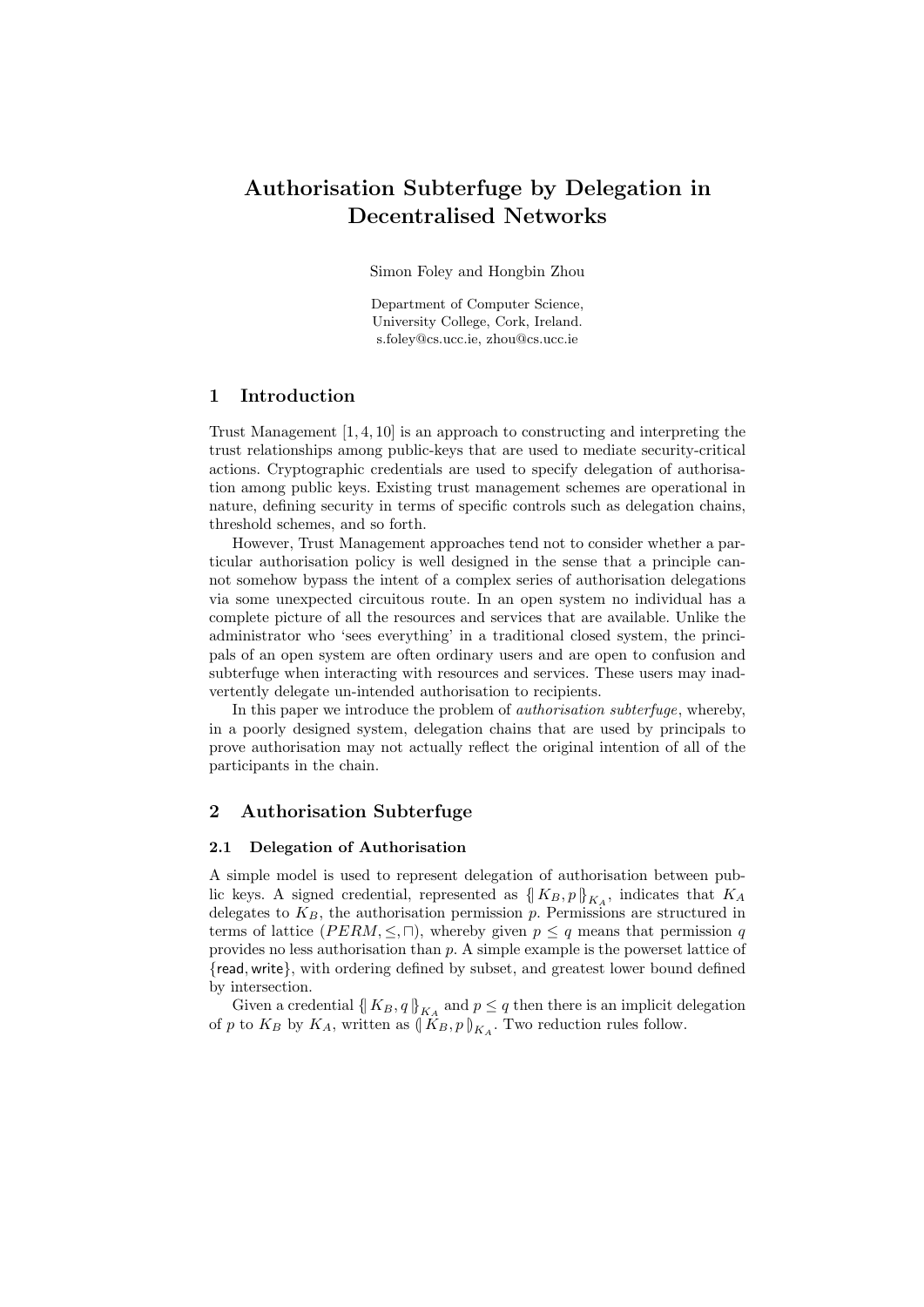# Authorisation Subterfuge by Delegation in Decentralised Networks

Simon Foley and Hongbin Zhou

Department of Computer Science,
University College, Cork, Ireland.
s.foley@cs.ucc.ie, zhou@cs.ucc.ie

## 1 Introduction

Trust Management [1, 4, 10] is an approach to constructing and interpreting the trust relationships among public-keys that are used to mediate security-critical actions. Cryptographic credentials are used to specify delegation of authorisation among public keys. Existing trust management schemes are operational in nature, defining security in terms of specific controls such as delegation chains, threshold schemes, and so forth.

However, Trust Management approaches tend not to consider whether a particular authorisation policy is well designed in the sense that a principle cannot somehow bypass the intent of a complex series of authorisation delegations via some unexpected circuitous route. In an open system no individual has a complete picture of all the resources and services that are available. Unlike the administrator who 'sees everything' in a traditional closed system, the principals of an open system are often ordinary users and are open to confusion and subterfuge when interacting with resources and services. These users may inadvertently delegate un-intended authorisation to recipients.

In this paper we introduce the problem of *authorisation subterfuge*, whereby, in a poorly designed system, delegation chains that are used by principals to prove authorisation may not actually reflect the original intention of all of the participants in the chain.

## 2 Authorisation Subterfuge

### 2.1 Delegation of Authorisation

A simple model is used to represent delegation of authorisation between public keys. A signed credential, represented as $\{\!|\, K_B, p \,|\!\}_{K_A}$, indicates that $K_A$ delegates to $K_B$, the authorisation permission $p$. Permissions are structured in terms of lattice $(PERM, \leq, \sqcap)$, whereby given $p \leq q$ means that permission $q$ provides no less authorisation than $p$. A simple example is the powerset lattice of $\{\mathsf{read}, \mathsf{write}\}$, with ordering defined by subset, and greatest lower bound defined by intersection.

Given a credential $\{\!|\, K_B, q \,|\!\}_{K_A}$ and $p \leq q$ then there is an implicit delegation of $p$ to $K_B$ by $K_A$, written as $(\!|\, K_B, p \,|\!)_{K_A}$. Two reduction rules follow.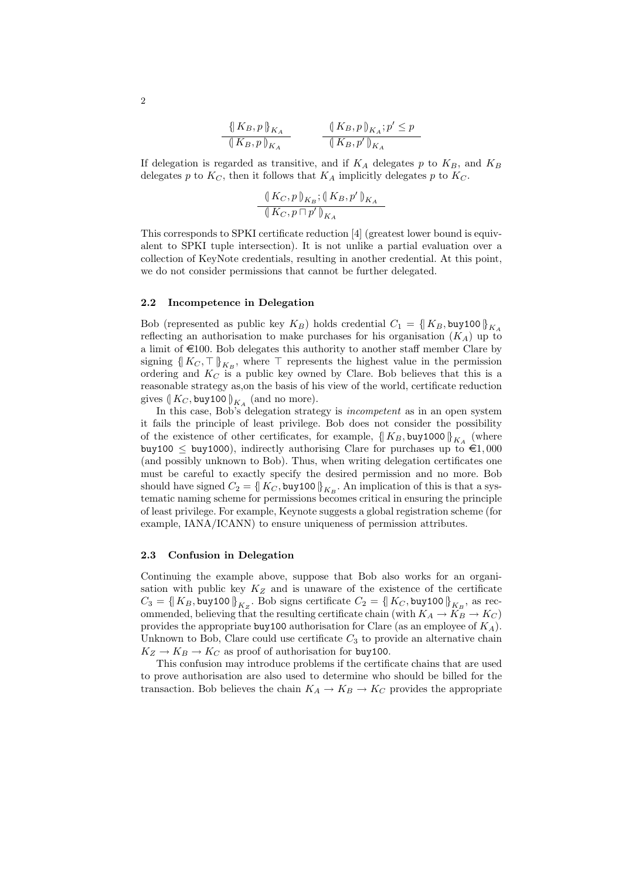$$\frac{\{\!|\, K_B, p \,|\!\}_{K_A}}{(\!|\, K_B, p \,|\!)_{K_A}} \qquad \frac{(\!|\, K_B, p \,|\!)_{K_A}; p' \leq p}{(\!|\, K_B, p' \,|\!)_{K_A}}$$

If delegation is regarded as transitive, and if $K_A$ delegates $p$ to $K_B$, and $K_B$ delegates $p$ to $K_C$, then it follows that $K_A$ implicitly delegates $p$ to $K_C$.

$$\frac{(\!|\, K_C, p \,|\!)_{K_B}; (\!|\, K_B, p' \,|\!)_{K_A}}{(\!|\, K_C, p \sqcap p' \,|\!)_{K_A}}$$

This corresponds to SPKI certificate reduction [4] (greatest lower bound is equivalent to SPKI tuple intersection). It is not unlike a partial evaluation over a collection of KeyNote credentials, resulting in another credential. At this point, we do not consider permissions that cannot be further delegated.

### 2.2 Incompetence in Delegation

Bob (represented as public key $K_B$) holds credential $C_1 = \{\!|\, K_B, \texttt{buy100} \,|\!\}_{K_A}$ reflecting an authorisation to make purchases for his organisation ($K_A$) up to a limit of €100. Bob delegates this authority to another staff member Clare by signing $\{\!|\, K_C, \top \,|\!\}_{K_B}$, where $\top$ represents the highest value in the permission ordering and $K_C$ is a public key owned by Clare. Bob believes that this is a reasonable strategy as,on the basis of his view of the world, certificate reduction gives $(\!|\, K_C, \texttt{buy100} \,|\!)_{K_A}$ (and no more).

In this case, Bob's delegation strategy is *incompetent* as in an open system it fails the principle of least privilege. Bob does not consider the possibility of the existence of other certificates, for example, $\{\!|\, K_B, \texttt{buy1000} \,|\!\}_{K_A}$ (where $\texttt{buy100} \leq \texttt{buy1000}$), indirectly authorising Clare for purchases up to €1,000 (and possibly unknown to Bob). Thus, when writing delegation certificates one must be careful to exactly specify the desired permission and no more. Bob should have signed $C_2 = \{\!|\, K_C, \texttt{buy100} \,|\!\}_{K_B}$. An implication of this is that a systematic naming scheme for permissions becomes critical in ensuring the principle of least privilege. For example, Keynote suggests a global registration scheme (for example, IANA/ICANN) to ensure uniqueness of permission attributes.

### 2.3 Confusion in Delegation

Continuing the example above, suppose that Bob also works for an organisation with public key $K_Z$ and is unaware of the existence of the certificate $C_3 = \{\!|\, K_B, \texttt{buy100} \,|\!\}_{K_Z}$. Bob signs certificate $C_2 = \{\!|\, K_C, \texttt{buy100} \,|\!\}_{K_B}$, as recommended, believing that the resulting certificate chain (with $K_A \to K_B \to K_C$) provides the appropriate buy100 authorisation for Clare (as an employee of $K_A$). Unknown to Bob, Clare could use certificate $C_3$ to provide an alternative chain $K_Z \to K_B \to K_C$ as proof of authorisation for buy100.

This confusion may introduce problems if the certificate chains that are used to prove authorisation are also used to determine who should be billed for the transaction. Bob believes the chain $K_A \to K_B \to K_C$ provides the appropriate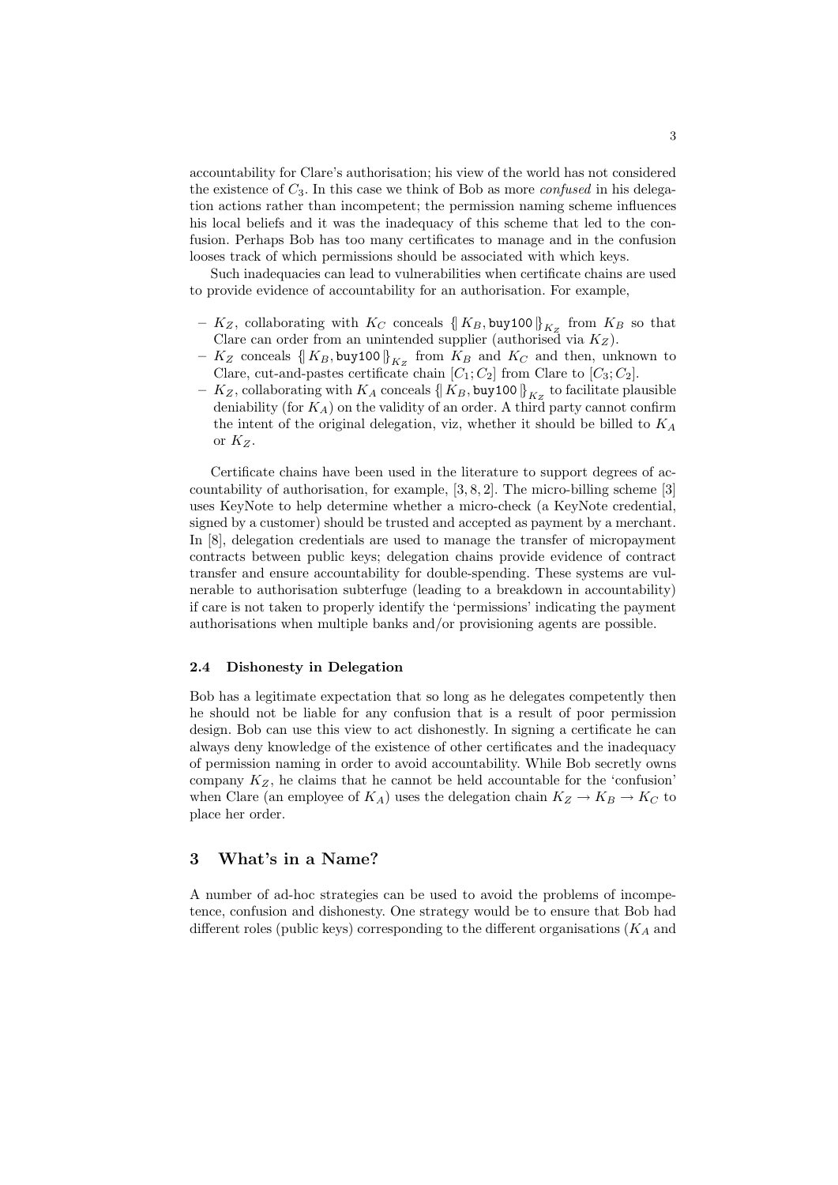accountability for Clare's authorisation; his view of the world has not considered the existence of $C_3$. In this case we think of Bob as more *confused* in his delegation actions rather than incompetent; the permission naming scheme influences his local beliefs and it was the inadequacy of this scheme that led to the confusion. Perhaps Bob has too many certificates to manage and in the confusion looses track of which permissions should be associated with which keys.

Such inadequacies can lead to vulnerabilities when certificate chains are used to provide evidence of accountability for an authorisation. For example,

- $K_Z$, collaborating with $K_C$ conceals $\{\!|\, K_B, \texttt{buy100} \,|\!\}_{K_Z}$ from $K_B$ so that Clare can order from an unintended supplier (authorised via $K_Z$).
- $K_Z$ conceals $\{\!|\, K_B, \texttt{buy100} \,|\!\}_{K_Z}$ from $K_B$ and $K_C$ and then, unknown to Clare, cut-and-pastes certificate chain $[C_1; C_2]$ from Clare to $[C_3; C_2]$.
- $K_Z$, collaborating with $K_A$ conceals $\{\!|\, K_B, \texttt{buy100} \,|\!\}_{K_Z}$ to facilitate plausible deniability (for $K_A$) on the validity of an order. A third party cannot confirm the intent of the original delegation, viz, whether it should be billed to $K_A$ or $K_Z$.

Certificate chains have been used in the literature to support degrees of accountability of authorisation, for example, [3, 8, 2]. The micro-billing scheme [3] uses KeyNote to help determine whether a micro-check (a KeyNote credential, signed by a customer) should be trusted and accepted as payment by a merchant. In [8], delegation credentials are used to manage the transfer of micropayment contracts between public keys; delegation chains provide evidence of contract transfer and ensure accountability for double-spending. These systems are vulnerable to authorisation subterfuge (leading to a breakdown in accountability) if care is not taken to properly identify the 'permissions' indicating the payment authorisations when multiple banks and/or provisioning agents are possible.

### 2.4 Dishonesty in Delegation

Bob has a legitimate expectation that so long as he delegates competently then he should not be liable for any confusion that is a result of poor permission design. Bob can use this view to act dishonestly. In signing a certificate he can always deny knowledge of the existence of other certificates and the inadequacy of permission naming in order to avoid accountability. While Bob secretly owns company $K_Z$, he claims that he cannot be held accountable for the 'confusion' when Clare (an employee of $K_A$) uses the delegation chain $K_Z \to K_B \to K_C$ to place her order.

## 3 What's in a Name?

A number of ad-hoc strategies can be used to avoid the problems of incompetence, confusion and dishonesty. One strategy would be to ensure that Bob had different roles (public keys) corresponding to the different organisations ($K_A$ and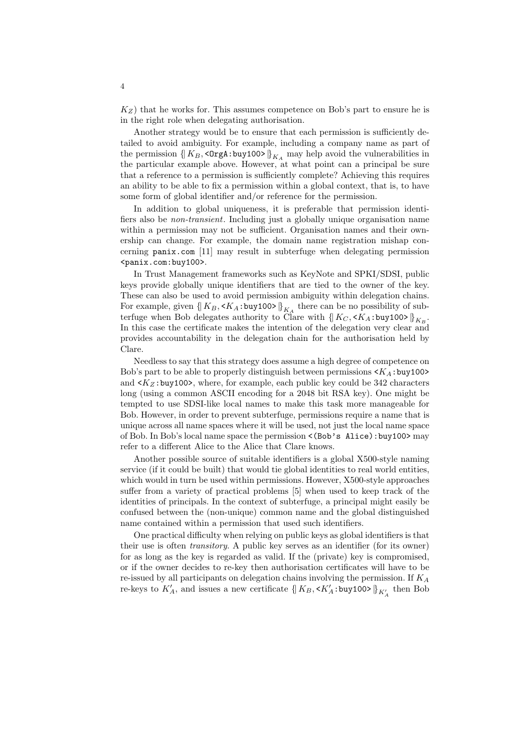$K_Z$) that he works for. This assumes competence on Bob's part to ensure he is in the right role when delegating authorisation.

Another strategy would be to ensure that each permission is sufficiently detailed to avoid ambiguity. For example, including a company name as part of the permission $\{\!|\, K_B, \texttt{<OrgA:buy100>} \,|\!\}_{K_A}$ may help avoid the vulnerabilities in the particular example above. However, at what point can a principal be sure that a reference to a permission is sufficiently complete? Achieving this requires an ability to be able to fix a permission within a global context, that is, to have some form of global identifier and/or reference for the permission.

In addition to global uniqueness, it is preferable that permission identifiers also be *non-transient*. Including just a globally unique organisation name within a permission may not be sufficient. Organisation names and their ownership can change. For example, the domain name registration mishap concerning `panix.com` [11] may result in subterfuge when delegating permission `<panix.com:buy100>`.

In Trust Management frameworks such as KeyNote and SPKI/SDSI, public keys provide globally unique identifiers that are tied to the owner of the key. These can also be used to avoid permission ambiguity within delegation chains. For example, given $\{\!|\, K_B, \texttt{<}K_A\texttt{:buy100>} \,|\!\}_{K_A}$ there can be no possibility of subterfuge when Bob delegates authority to Clare with $\{\!|\, K_C, \texttt{<}K_A\texttt{:buy100>} \,|\!\}_{K_B}$. In this case the certificate makes the intention of the delegation very clear and provides accountability in the delegation chain for the authorisation held by Clare.

Needless to say that this strategy does assume a high degree of competence on Bob's part to be able to properly distinguish between permissions $\texttt{<}K_A\texttt{:buy100>}$ and $\texttt{<}K_Z\texttt{:buy100>}$, where, for example, each public key could be 342 characters long (using a common ASCII encoding for a 2048 bit RSA key). One might be tempted to use SDSI-like local names to make this task more manageable for Bob. However, in order to prevent subterfuge, permissions require a name that is unique across all name spaces where it will be used, not just the local name space of Bob. In Bob's local name space the permission `<(Bob's Alice):buy100>` may refer to a different Alice to the Alice that Clare knows.

Another possible source of suitable identifiers is a global X500-style naming service (if it could be built) that would tie global identities to real world entities, which would in turn be used within permissions. However, X500-style approaches suffer from a variety of practical problems [5] when used to keep track of the identities of principals. In the context of subterfuge, a principal might easily be confused between the (non-unique) common name and the global distinguished name contained within a permission that used such identifiers.

One practical difficulty when relying on public keys as global identifiers is that their use is often *transitory*. A public key serves as an identifier (for its owner) for as long as the key is regarded as valid. If the (private) key is compromised, or if the owner decides to re-key then authorisation certificates will have to be re-issued by all participants on delegation chains involving the permission. If $K_A$ re-keys to $K'_A$, and issues a new certificate $\{\!|\, K_B, \texttt{<}K'_A\texttt{:buy100>} \,|\!\}_{K'_A}$ then Bob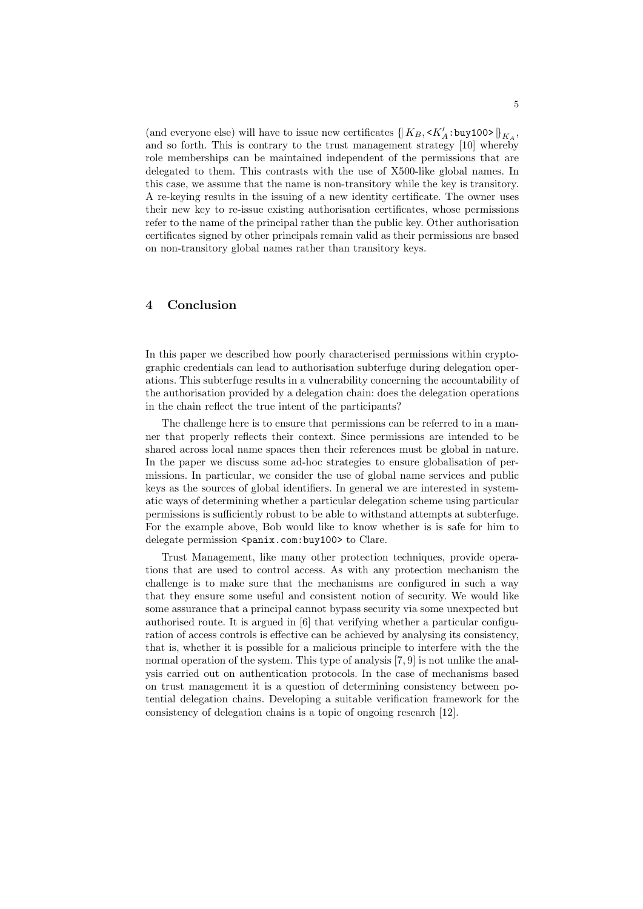(and everyone else) will have to issue new certificates $\{\!|\, K_B, \texttt{<}K'_A\texttt{:buy100>} \,|\!\}_{K_A}$, and so forth. This is contrary to the trust management strategy [10] whereby role memberships can be maintained independent of the permissions that are delegated to them. This contrasts with the use of X500-like global names. In this case, we assume that the name is non-transitory while the key is transitory. A re-keying results in the issuing of a new identity certificate. The owner uses their new key to re-issue existing authorisation certificates, whose permissions refer to the name of the principal rather than the public key. Other authorisation certificates signed by other principals remain valid as their permissions are based on non-transitory global names rather than transitory keys.

## 4 Conclusion

In this paper we described how poorly characterised permissions within cryptographic credentials can lead to authorisation subterfuge during delegation operations. This subterfuge results in a vulnerability concerning the accountability of the authorisation provided by a delegation chain: does the delegation operations in the chain reflect the true intent of the participants?

The challenge here is to ensure that permissions can be referred to in a manner that properly reflects their context. Since permissions are intended to be shared across local name spaces then their references must be global in nature. In the paper we discuss some ad-hoc strategies to ensure globalisation of permissions. In particular, we consider the use of global name services and public keys as the sources of global identifiers. In general we are interested in systematic ways of determining whether a particular delegation scheme using particular permissions is sufficiently robust to be able to withstand attempts at subterfuge. For the example above, Bob would like to know whether is is safe for him to delegate permission `<panix.com:buy100>` to Clare.

Trust Management, like many other protection techniques, provide operations that are used to control access. As with any protection mechanism the challenge is to make sure that the mechanisms are configured in such a way that they ensure some useful and consistent notion of security. We would like some assurance that a principal cannot bypass security via some unexpected but authorised route. It is argued in [6] that verifying whether a particular configuration of access controls is effective can be achieved by analysing its consistency, that is, whether it is possible for a malicious principle to interfere with the the normal operation of the system. This type of analysis [7, 9] is not unlike the analysis carried out on authentication protocols. In the case of mechanisms based on trust management it is a question of determining consistency between potential delegation chains. Developing a suitable verification framework for the consistency of delegation chains is a topic of ongoing research [12].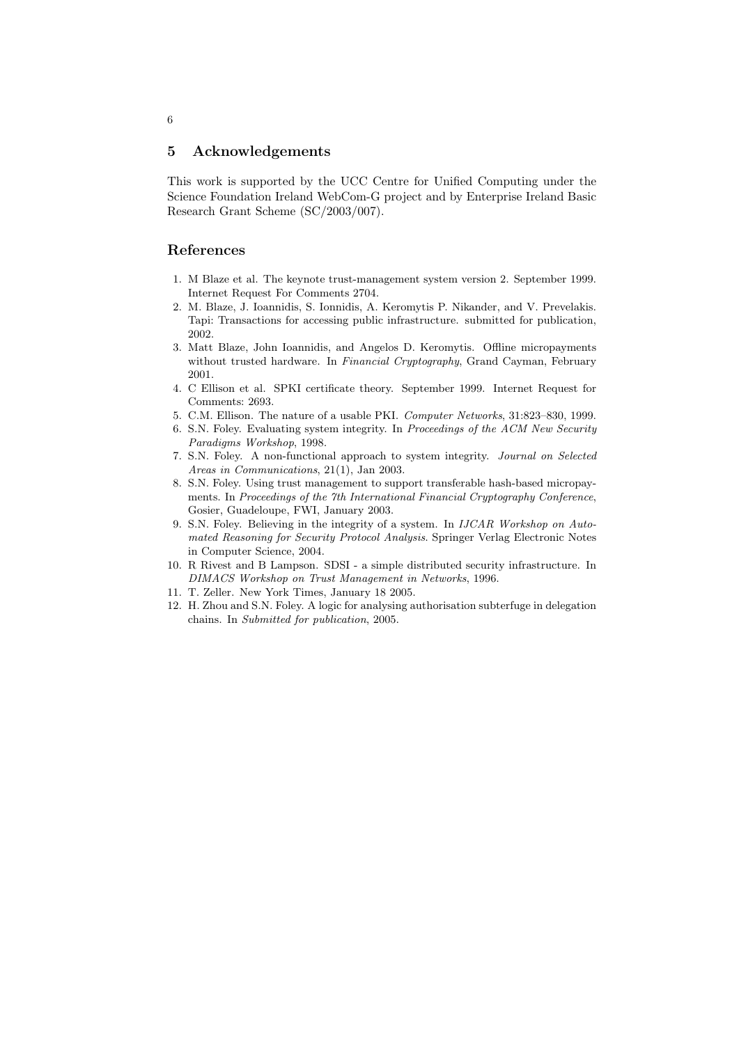## 5 Acknowledgements

This work is supported by the UCC Centre for Unified Computing under the Science Foundation Ireland WebCom-G project and by Enterprise Ireland Basic Research Grant Scheme (SC/2003/007).

## References

1. M Blaze et al. The keynote trust-management system version 2. September 1999. Internet Request For Comments 2704.
2. M. Blaze, J. Ioannidis, S. Ionnidis, A. Keromytis P. Nikander, and V. Prevelakis. Tapi: Transactions for accessing public infrastructure. submitted for publication, 2002.
3. Matt Blaze, John Ioannidis, and Angelos D. Keromytis. Offline micropayments without trusted hardware. In *Financial Cryptography*, Grand Cayman, February 2001.
4. C Ellison et al. SPKI certificate theory. September 1999. Internet Request for Comments: 2693.
5. C.M. Ellison. The nature of a usable PKI. *Computer Networks*, 31:823–830, 1999.
6. S.N. Foley. Evaluating system integrity. In *Proceedings of the ACM New Security Paradigms Workshop*, 1998.
7. S.N. Foley. A non-functional approach to system integrity. *Journal on Selected Areas in Communications*, 21(1), Jan 2003.
8. S.N. Foley. Using trust management to support transferable hash-based micropayments. In *Proceedings of the 7th International Financial Cryptography Conference*, Gosier, Guadeloupe, FWI, January 2003.
9. S.N. Foley. Believing in the integrity of a system. In *IJCAR Workshop on Automated Reasoning for Security Protocol Analysis*. Springer Verlag Electronic Notes in Computer Science, 2004.
10. R Rivest and B Lampson. SDSI - a simple distributed security infrastructure. In *DIMACS Workshop on Trust Management in Networks*, 1996.
11. T. Zeller. New York Times, January 18 2005.
12. H. Zhou and S.N. Foley. A logic for analysing authorisation subterfuge in delegation chains. In *Submitted for publication*, 2005.